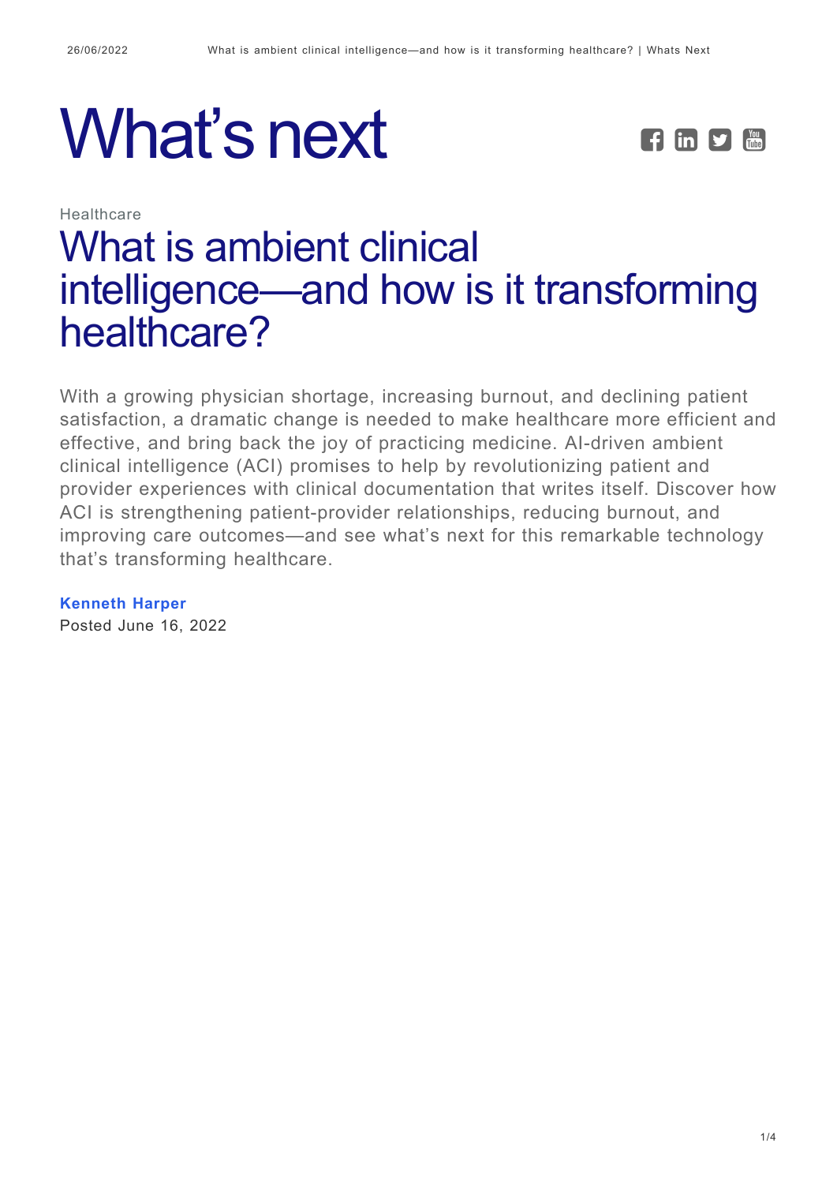# What's next

Healthcare

## What is ambient clinical intelligence—and how is it transforming healthcare?

With a growing physician shortage, increasing burnout, and declining patient satisfaction, a dramatic change is needed to make healthcare more efficient and effective, and bring back the joy of practicing medicine. AI-driven ambient clinical intelligence (ACI) promises to help by revolutionizing patient and provider experiences with clinical documentation that writes itself. Discover how ACI is strengthening patient-provider relationships, reducing burnout, and improving care outcomes—and see what's next for this remarkable technology that's transforming healthcare.

**Kenneth Harper**

Posted June 16, 2022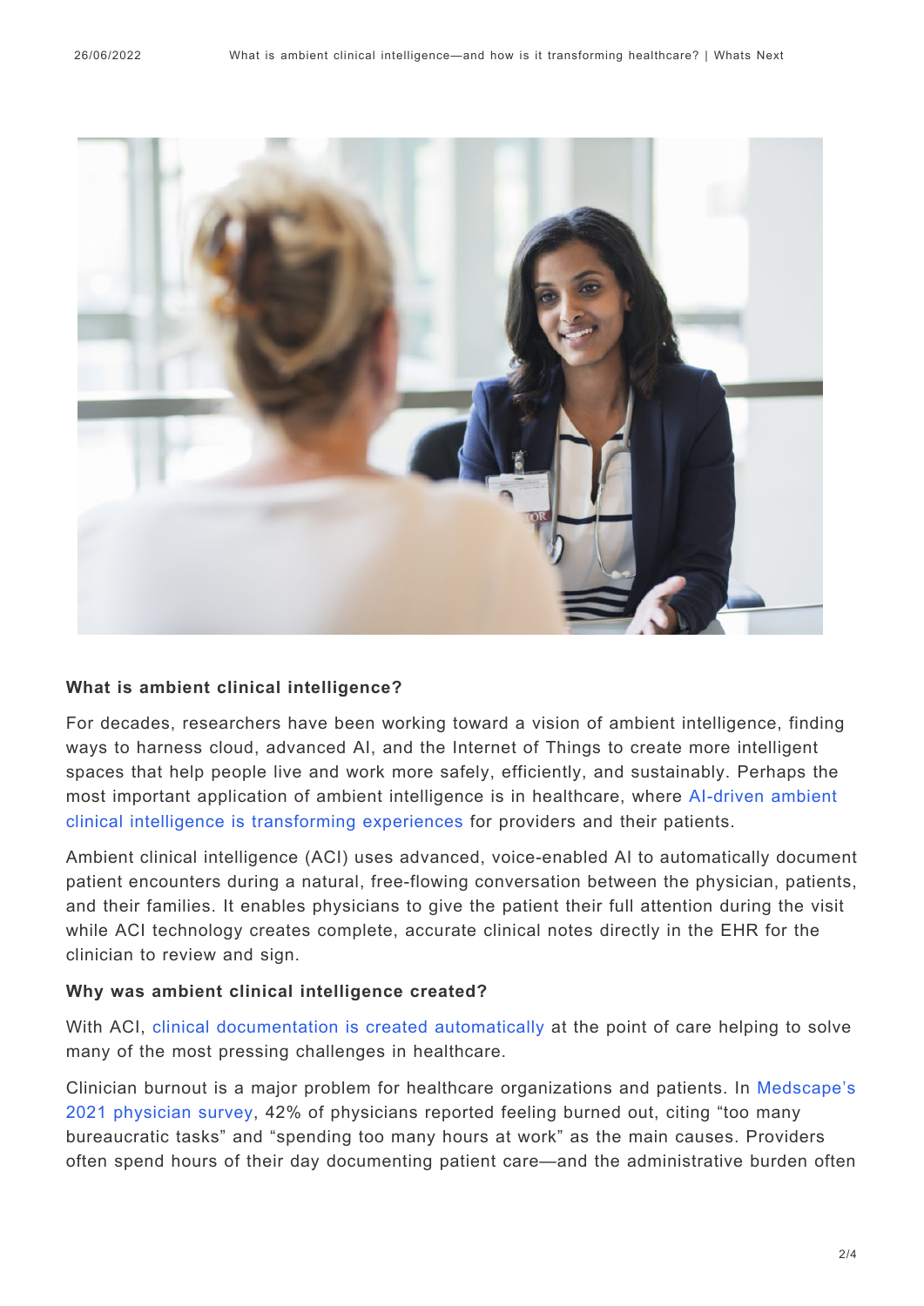### What is ambient clinical intelligence?

For decades, researchers have been working toward a vision of ambient intelligence, finding ways to harness cloud, advanced AI, and the Internet of Things to create more intelligent spaces that help people live and work more safely, efficiently, and sustainably. Perhaps the most important application of ambient intelligence is in healthcare, where AI-driven ambient clinical intelligence is transforming experiences for providers and their patients.

Ambient clinical intelligence (ACI) uses advanced, voice-enabled AI to automatically document patient encounters during a natural, free-flowing conversation between the physician, patients, and their families. It enables physicians to give the patient their full attention during the visit while ACI technology creates complete, accurate clinical notes directly in the EHR for the clinician to review and sign.

### Why was ambient clinical intelligence created?

With ACI, clinical documentation is created automatically at the point of care helping to solve many of the most pressing challenges in healthcare.

Clinician burnout is a major problem for healthcare organizations and patients. In Medscape's 2021 physician survey, 42% of physicians reported feeling burned out, citing "too many bureaucratic tasks" and "spending too many hours at work" as the main causes. Providers often spend hours of their day documenting patient care—and the administrative burden often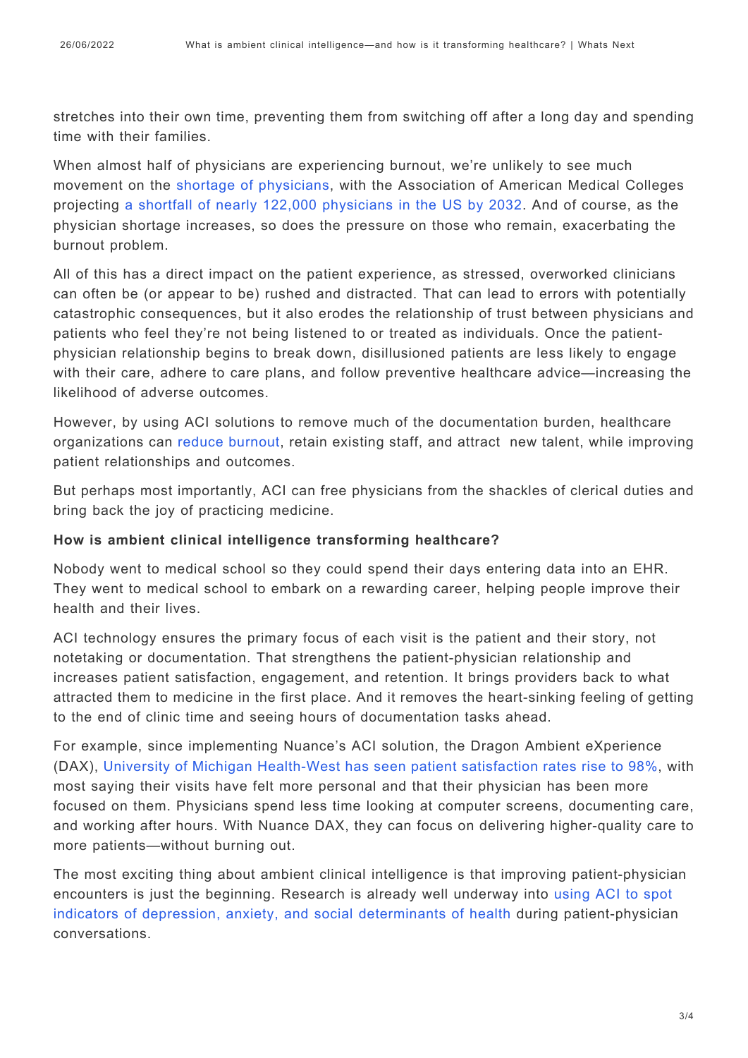stretches into their own time, preventing them from switching off after a long day and spending time with their families.

When almost half of physicians are experiencing burnout, we're unlikely to see much movement on the shortage of physicians, with the Association of American Medical Colleges projecting a shortfall of nearly 122,000 physicians in the US by 2032. And of course, as the physician shortage increases, so does the pressure on those who remain, exacerbating the burnout problem.

All of this has a direct impact on the patient experience, as stressed, overworked clinicians can often be (or appear to be) rushed and distracted. That can lead to errors with potentially catastrophic consequences, but it also erodes the relationship of trust between physicians and patients who feel they're not being listened to or treated as individuals. Once the patient-physician relationship begins to break down, disillusioned patients are less likely to engage with their care, adhere to care plans, and follow preventive healthcare advice—increasing the likelihood of adverse outcomes.

However, by using ACI solutions to remove much of the documentation burden, healthcare organizations can reduce burnout, retain existing staff, and attract new talent, while improving patient relationships and outcomes.

But perhaps most importantly, ACI can free physicians from the shackles of clerical duties and bring back the joy of practicing medicine.

**How is ambient clinical intelligence transforming healthcare?**

Nobody went to medical school so they could spend their days entering data into an EHR. They went to medical school to embark on a rewarding career, helping people improve their health and their lives.

ACI technology ensures the primary focus of each visit is the patient and their story, not notetaking or documentation. That strengthens the patient-physician relationship and increases patient satisfaction, engagement, and retention. It brings providers back to what attracted them to medicine in the first place. And it removes the heart-sinking feeling of getting to the end of clinic time and seeing hours of documentation tasks ahead.

For example, since implementing Nuance's ACI solution, the Dragon Ambient eXperience (DAX), University of Michigan Health-West has seen patient satisfaction rates rise to 98%, with most saying their visits have felt more personal and that their physician has been more focused on them. Physicians spend less time looking at computer screens, documenting care, and working after hours. With Nuance DAX, they can focus on delivering higher-quality care to more patients—without burning out.

The most exciting thing about ambient clinical intelligence is that improving patient-physician encounters is just the beginning. Research is already well underway into using ACI to spot indicators of depression, anxiety, and social determinants of health during patient-physician conversations.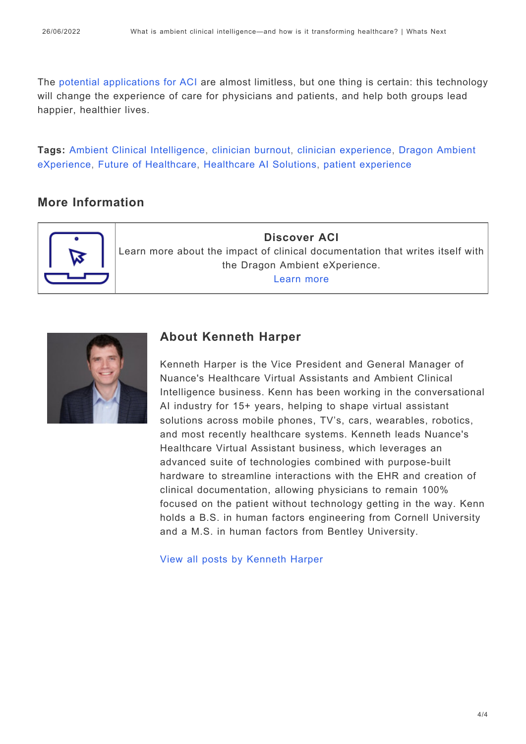The potential applications for ACI are almost limitless, but one thing is certain: this technology will change the experience of care for physicians and patients, and help both groups lead happier, healthier lives.

**Tags:** Ambient Clinical Intelligence, clinician burnout, clinician experience, Dragon Ambient eXperience, Future of Healthcare, Healthcare AI Solutions, patient experience

## More Information

| | |
|---|---|
| | **Discover ACI**<br>Learn more about the impact of clinical documentation that writes itself with the Dragon Ambient eXperience.<br>Learn more |

## About Kenneth Harper

Kenneth Harper is the Vice President and General Manager of Nuance's Healthcare Virtual Assistants and Ambient Clinical Intelligence business. Kenn has been working in the conversational AI industry for 15+ years, helping to shape virtual assistant solutions across mobile phones, TV's, cars, wearables, robotics, and most recently healthcare systems. Kenneth leads Nuance's Healthcare Virtual Assistant business, which leverages an advanced suite of technologies combined with purpose-built hardware to streamline interactions with the EHR and creation of clinical documentation, allowing physicians to remain 100% focused on the patient without technology getting in the way. Kenn holds a B.S. in human factors engineering from Cornell University and a M.S. in human factors from Bentley University.

View all posts by Kenneth Harper